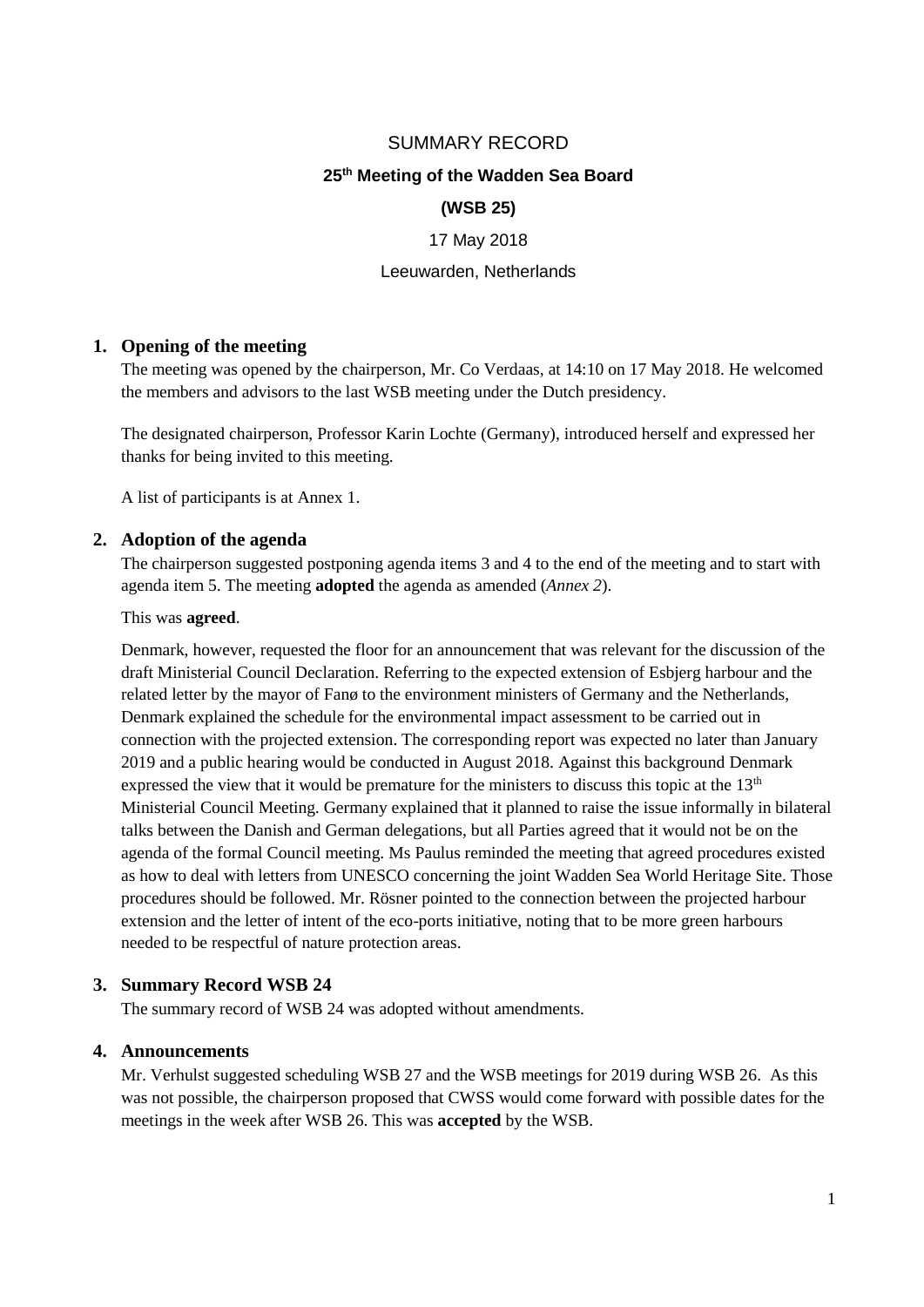SUMMARY RECORD

**25th Meeting of the Wadden Sea Board**

**(WSB 25)**

17 May 2018

Leeuwarden, Netherlands

## 1. Opening of the meeting

The meeting was opened by the chairperson, Mr. Co Verdaas, at 14:10 on 17 May 2018. He welcomed the members and advisors to the last WSB meeting under the Dutch presidency.

The designated chairperson, Professor Karin Lochte (Germany), introduced herself and expressed her thanks for being invited to this meeting.

A list of participants is at Annex 1.

## 2. Adoption of the agenda

The chairperson suggested postponing agenda items 3 and 4 to the end of the meeting and to start with agenda item 5. The meeting **adopted** the agenda as amended (*Annex 2*).

This was **agreed**.

Denmark, however, requested the floor for an announcement that was relevant for the discussion of the draft Ministerial Council Declaration. Referring to the expected extension of Esbjerg harbour and the related letter by the mayor of Fanø to the environment ministers of Germany and the Netherlands, Denmark explained the schedule for the environmental impact assessment to be carried out in connection with the projected extension. The corresponding report was expected no later than January 2019 and a public hearing would be conducted in August 2018. Against this background Denmark expressed the view that it would be premature for the ministers to discuss this topic at the 13th Ministerial Council Meeting. Germany explained that it planned to raise the issue informally in bilateral talks between the Danish and German delegations, but all Parties agreed that it would not be on the agenda of the formal Council meeting. Ms Paulus reminded the meeting that agreed procedures existed as how to deal with letters from UNESCO concerning the joint Wadden Sea World Heritage Site. Those procedures should be followed. Mr. Rösner pointed to the connection between the projected harbour extension and the letter of intent of the eco-ports initiative, noting that to be more green harbours needed to be respectful of nature protection areas.

## 3. Summary Record WSB 24

The summary record of WSB 24 was adopted without amendments.

## 4. Announcements

Mr. Verhulst suggested scheduling WSB 27 and the WSB meetings for 2019 during WSB 26. As this was not possible, the chairperson proposed that CWSS would come forward with possible dates for the meetings in the week after WSB 26. This was **accepted** by the WSB.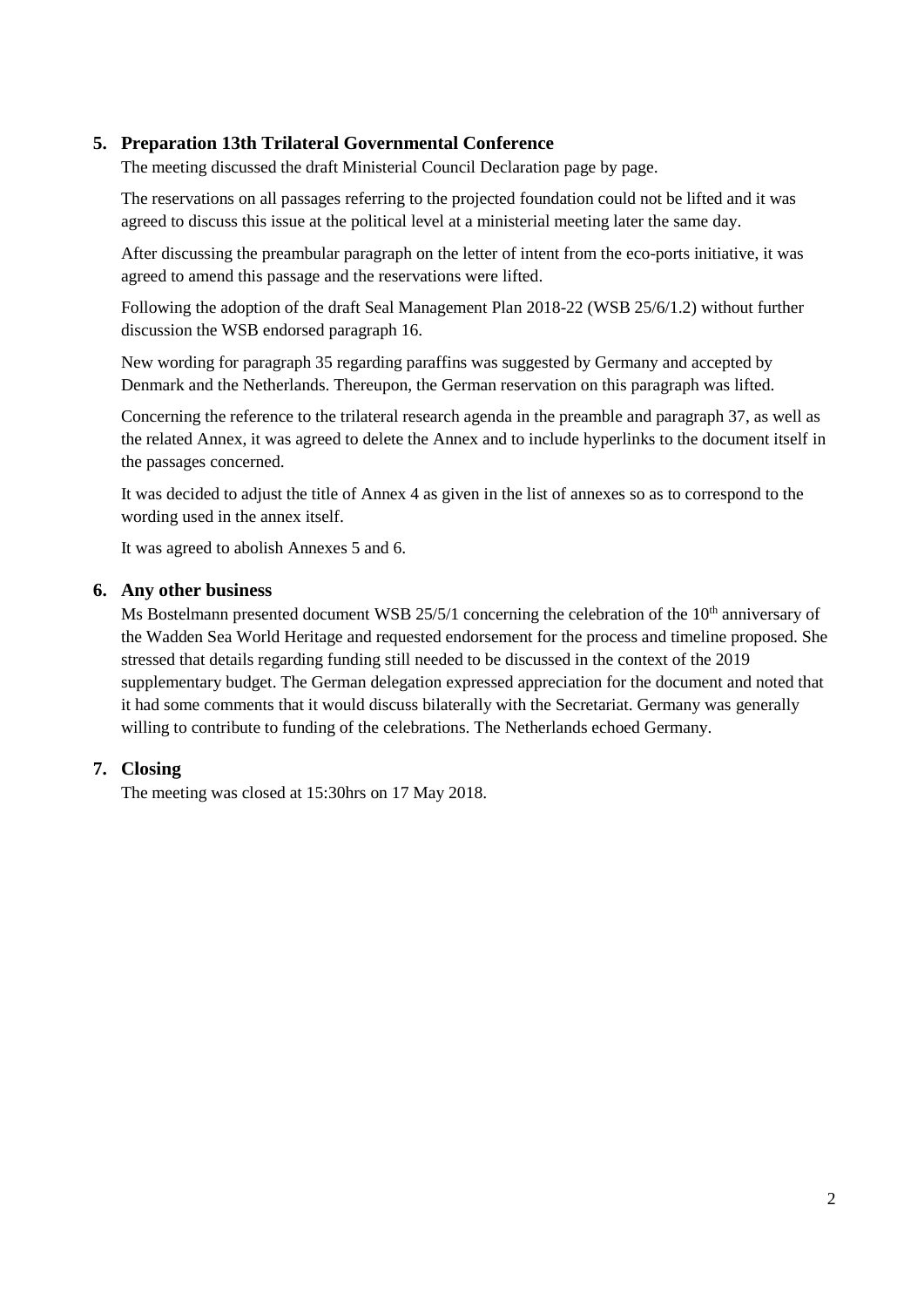## 5. Preparation 13th Trilateral Governmental Conference

The meeting discussed the draft Ministerial Council Declaration page by page.

The reservations on all passages referring to the projected foundation could not be lifted and it was agreed to discuss this issue at the political level at a ministerial meeting later the same day.

After discussing the preambular paragraph on the letter of intent from the eco-ports initiative, it was agreed to amend this passage and the reservations were lifted.

Following the adoption of the draft Seal Management Plan 2018-22 (WSB 25/6/1.2) without further discussion the WSB endorsed paragraph 16.

New wording for paragraph 35 regarding paraffins was suggested by Germany and accepted by Denmark and the Netherlands. Thereupon, the German reservation on this paragraph was lifted.

Concerning the reference to the trilateral research agenda in the preamble and paragraph 37, as well as the related Annex, it was agreed to delete the Annex and to include hyperlinks to the document itself in the passages concerned.

It was decided to adjust the title of Annex 4 as given in the list of annexes so as to correspond to the wording used in the annex itself.

It was agreed to abolish Annexes 5 and 6.

## 6. Any other business

Ms Bostelmann presented document WSB 25/5/1 concerning the celebration of the 10th anniversary of the Wadden Sea World Heritage and requested endorsement for the process and timeline proposed. She stressed that details regarding funding still needed to be discussed in the context of the 2019 supplementary budget. The German delegation expressed appreciation for the document and noted that it had some comments that it would discuss bilaterally with the Secretariat. Germany was generally willing to contribute to funding of the celebrations. The Netherlands echoed Germany.

## 7. Closing

The meeting was closed at 15:30hrs on 17 May 2018.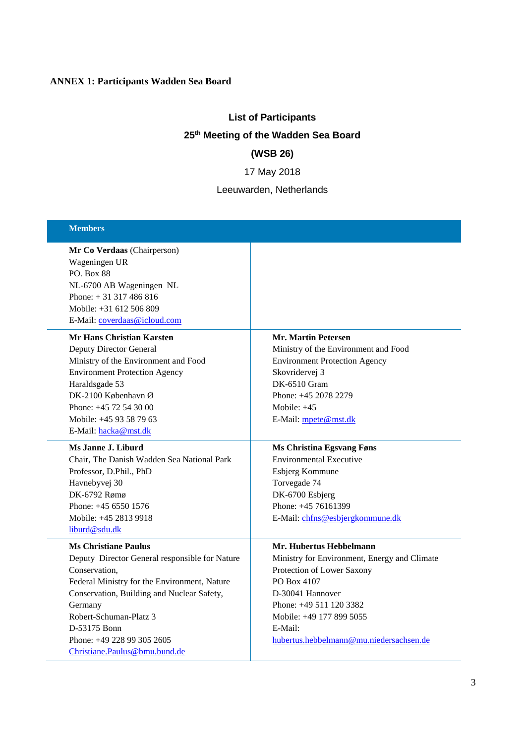**ANNEX 1: Participants Wadden Sea Board**

## List of Participants

## 25[th] Meeting of the Wadden Sea Board

## (WSB 26)

17 May 2018

Leeuwarden, Netherlands

| **Members** | |
|---|---|
| **Mr Co Verdaas** (Chairperson)<br>Wageningen UR<br>PO. Box 88<br>NL-6700 AB Wageningen NL<br>Phone: + 31 317 486 816<br>Mobile: +31 612 506 809<br>E-Mail: coverdaas@icloud.com | |
| **Mr Hans Christian Karsten**<br>Deputy Director General<br>Ministry of the Environment and Food<br>Environment Protection Agency<br>Haraldsgade 53<br>DK-2100 København Ø<br>Phone: +45 72 54 30 00<br>Mobile: +45 93 58 79 63<br>E-Mail: hacka@mst.dk | **Mr. Martin Petersen**<br>Ministry of the Environment and Food<br>Environment Protection Agency<br>Skovridervej 3<br>DK-6510 Gram<br>Phone: +45 2078 2279<br>Mobile: +45<br>E-Mail: mpete@mst.dk |
| **Ms Janne J. Liburd**<br>Chair, The Danish Wadden Sea National Park<br>Professor, D.Phil., PhD<br>Havnebyvej 30<br>DK-6792 Rømø<br>Phone: +45 6550 1576<br>Mobile: +45 2813 9918<br>liburd@sdu.dk | **Ms Christina Egsvang Føns**<br>Environmental Executive<br>Esbjerg Kommune<br>Torvegade 74<br>DK-6700 Esbjerg<br>Phone: +45 76161399<br>E-Mail: chfns@esbjergkommune.dk |
| **Ms Christiane Paulus**<br>Deputy Director General responsible for Nature Conservation,<br>Federal Ministry for the Environment, Nature Conservation, Building and Nuclear Safety, Germany<br>Robert-Schuman-Platz 3<br>D-53175 Bonn<br>Phone: +49 228 99 305 2605<br>Christiane.Paulus@bmu.bund.de | **Mr. Hubertus Hebbelmann**<br>Ministry for Environment, Energy and Climate Protection of Lower Saxony<br>PO Box 4107<br>D-30041 Hannover<br>Phone: +49 511 120 3382<br>Mobile: +49 177 899 5055<br>E-Mail:<br>hubertus.hebbelmann@mu.niedersachsen.de |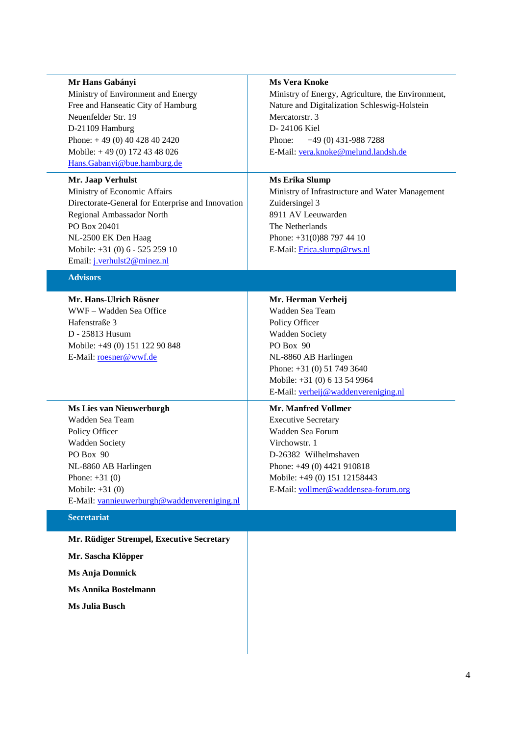| | |
|---|---|
| **Mr Hans Gabányi**<br>Ministry of Environment and Energy<br>Free and Hanseatic City of Hamburg<br>Neuenfelder Str. 19<br>D-21109 Hamburg<br>Phone: + 49 (0) 40 428 40 2420<br>Mobile: + 49 (0) 172 43 48 026<br>Hans.Gabanyi@bue.hamburg.de | **Ms Vera Knoke**<br>Ministry of Energy, Agriculture, the Environment, Nature and Digitalization Schleswig-Holstein<br>Mercatorstr. 3<br>D- 24106 Kiel<br>Phone: +49 (0) 431-988 7288<br>E-Mail: vera.knoke@melund.landsh.de |
| **Mr. Jaap Verhulst**<br>Ministry of Economic Affairs<br>Directorate-General for Enterprise and Innovation<br>Regional Ambassador North<br>PO Box 20401<br>NL-2500 EK Den Haag<br>Mobile: +31 (0) 6 - 525 259 10<br>Email: j.verhulst2@minez.nl | **Ms Erika Slump**<br>Ministry of Infrastructure and Water Management<br>Zuidersingel 3<br>8911 AV Leeuwarden<br>The Netherlands<br>Phone: +31(0)88 797 44 10<br>E-Mail: Erica.slump@rws.nl |
| **Advisors** | |
| **Mr. Hans-Ulrich Rösner**<br>WWF – Wadden Sea Office<br>Hafenstraße 3<br>D - 25813 Husum<br>Mobile: +49 (0) 151 122 90 848<br>E-Mail: roesner@wwf.de | **Mr. Herman Verheij**<br>Wadden Sea Team<br>Policy Officer<br>Wadden Society<br>PO Box 90<br>NL-8860 AB Harlingen<br>Phone: +31 (0) 51 749 3640<br>Mobile: +31 (0) 6 13 54 9964<br>E-Mail: verheij@waddenvereniging.nl |
| **Ms Lies van Nieuwerburgh**<br>Wadden Sea Team<br>Policy Officer<br>Wadden Society<br>PO Box 90<br>NL-8860 AB Harlingen<br>Phone: +31 (0)<br>Mobile: +31 (0)<br>E-Mail: vannieuwerburgh@waddenvereniging.nl | **Mr. Manfred Vollmer**<br>Executive Secretary<br>Wadden Sea Forum<br>Virchowstr. 1<br>D-26382 Wilhelmshaven<br>Phone: +49 (0) 4421 910818<br>Mobile: +49 (0) 151 12158443<br>E-Mail: vollmer@waddensea-forum.org |
| **Secretariat** | |
| **Mr. Rüdiger Strempel, Executive Secretary**<br>**Mr. Sascha Klöpper**<br>**Ms Anja Domnick**<br>**Ms Annika Bostelmann**<br>**Ms Julia Busch** | |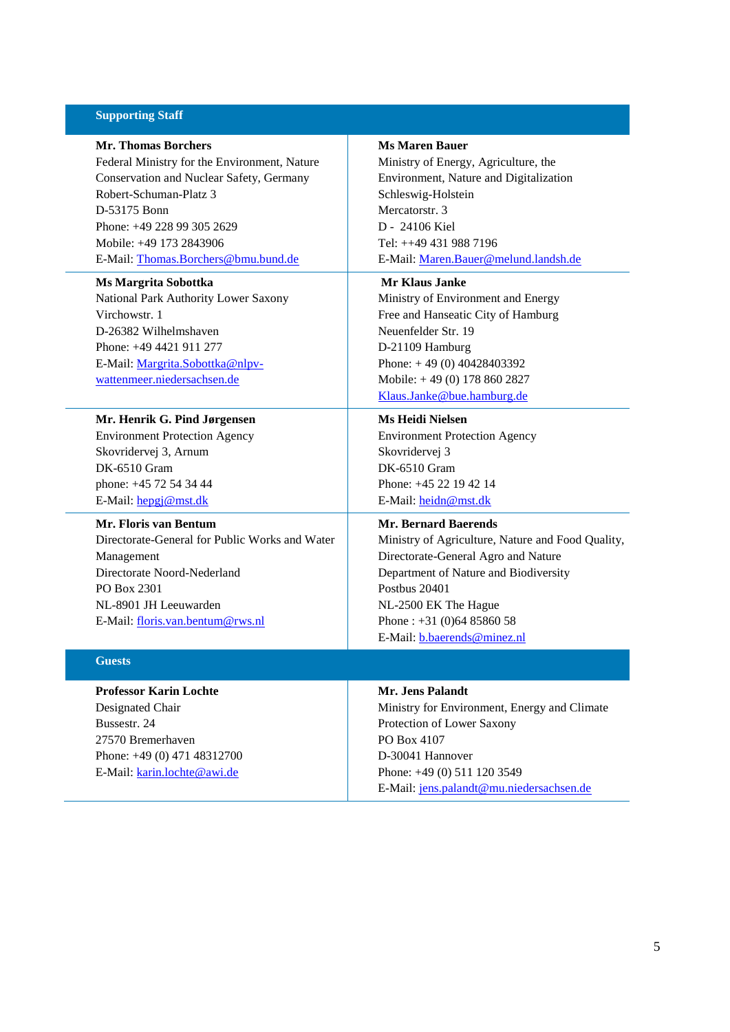| Supporting Staff | |
|---|---|
| **Mr. Thomas Borchers**<br>Federal Ministry for the Environment, Nature Conservation and Nuclear Safety, Germany<br>Robert-Schuman-Platz 3<br>D-53175 Bonn<br>Phone: +49 228 99 305 2629<br>Mobile: +49 173 2843906<br>E-Mail: Thomas.Borchers@bmu.bund.de | **Ms Maren Bauer**<br>Ministry of Energy, Agriculture, the Environment, Nature and Digitalization<br>Schleswig-Holstein<br>Mercatorstr. 3<br>D - 24106 Kiel<br>Tel: ++49 431 988 7196<br>E-Mail: Maren.Bauer@melund.landsh.de |
| **Ms Margrita Sobottka**<br>National Park Authority Lower Saxony<br>Virchowstr. 1<br>D-26382 Wilhelmshaven<br>Phone: +49 4421 911 277<br>E-Mail: Margrita.Sobottka@nlpv-wattenmeer.niedersachsen.de | **Mr Klaus Janke**<br>Ministry of Environment and Energy<br>Free and Hanseatic City of Hamburg<br>Neuenfelder Str. 19<br>D-21109 Hamburg<br>Phone: + 49 (0) 40428403392<br>Mobile: + 49 (0) 178 860 2827<br>Klaus.Janke@bue.hamburg.de |
| **Mr. Henrik G. Pind Jørgensen**<br>Environment Protection Agency<br>Skovridervej 3, Arnum<br>DK-6510 Gram<br>phone: +45 72 54 34 44<br>E-Mail: hepgj@mst.dk | **Ms Heidi Nielsen**<br>Environment Protection Agency<br>Skovridervej 3<br>DK-6510 Gram<br>Phone: +45 22 19 42 14<br>E-Mail: heidn@mst.dk |
| **Mr. Floris van Bentum**<br>Directorate-General for Public Works and Water Management<br>Directorate Noord-Nederland<br>PO Box 2301<br>NL-8901 JH Leeuwarden<br>E-Mail: floris.van.bentum@rws.nl | **Mr. Bernard Baerends**<br>Ministry of Agriculture, Nature and Food Quality,<br>Directorate-General Agro and Nature<br>Department of Nature and Biodiversity<br>Postbus 20401<br>NL-2500 EK The Hague<br>Phone : +31 (0)64 85860 58<br>E-Mail: b.baerends@minez.nl |
| **Guests** | |
| **Professor Karin Lochte**<br>Designated Chair<br>Bussestr. 24<br>27570 Bremerhaven<br>Phone: +49 (0) 471 48312700<br>E-Mail: karin.lochte@awi.de | **Mr. Jens Palandt**<br>Ministry for Environment, Energy and Climate Protection of Lower Saxony<br>PO Box 4107<br>D-30041 Hannover<br>Phone: +49 (0) 511 120 3549<br>E-Mail: jens.palandt@mu.niedersachsen.de |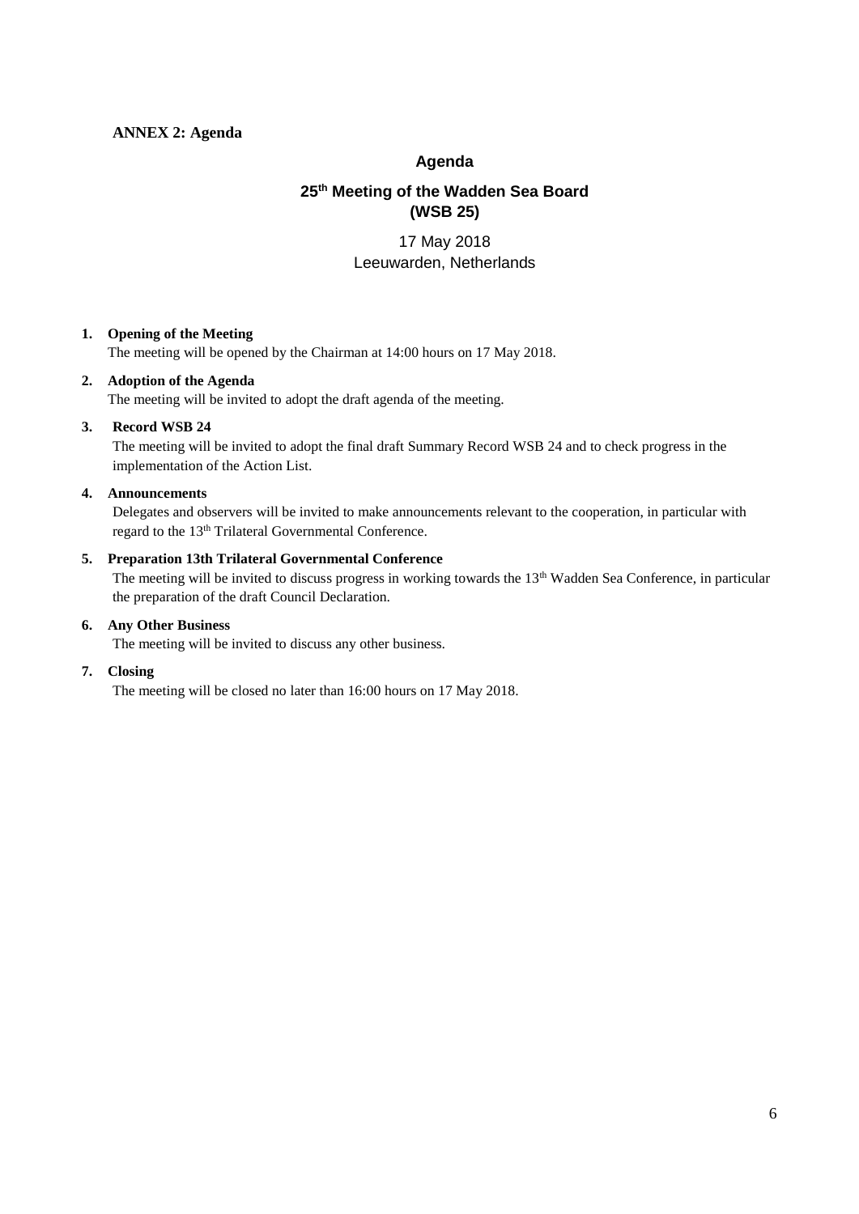**ANNEX 2: Agenda**

# Agenda

## 25th Meeting of the Wadden Sea Board (WSB 25)

17 May 2018
Leeuwarden, Netherlands

**1. Opening of the Meeting**
The meeting will be opened by the Chairman at 14:00 hours on 17 May 2018.

**2. Adoption of the Agenda**
The meeting will be invited to adopt the draft agenda of the meeting.

**3. Record WSB 24**
The meeting will be invited to adopt the final draft Summary Record WSB 24 and to check progress in the implementation of the Action List.

**4. Announcements**
Delegates and observers will be invited to make announcements relevant to the cooperation, in particular with regard to the 13th Trilateral Governmental Conference.

**5. Preparation 13th Trilateral Governmental Conference**
The meeting will be invited to discuss progress in working towards the 13th Wadden Sea Conference, in particular the preparation of the draft Council Declaration.

**6. Any Other Business**
The meeting will be invited to discuss any other business.

**7. Closing**
The meeting will be closed no later than 16:00 hours on 17 May 2018.